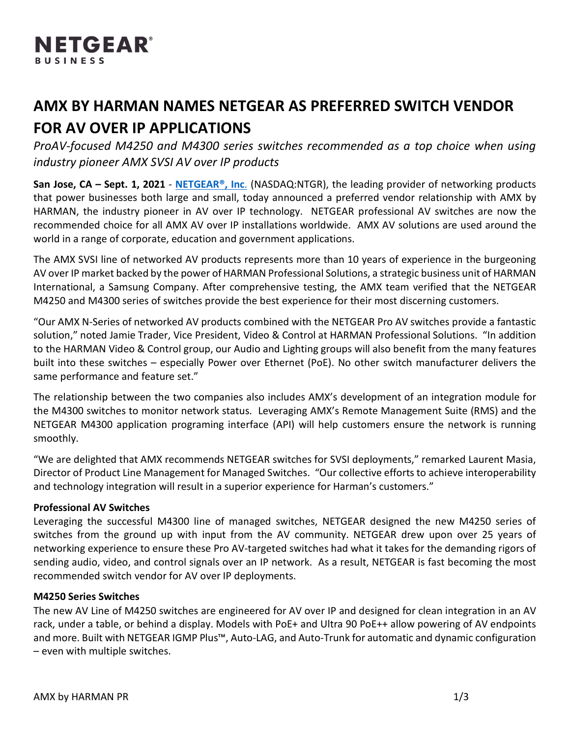NETGEAR®
BUSINESS

# AMX BY HARMAN NAMES NETGEAR AS PREFERRED SWITCH VENDOR FOR AV OVER IP APPLICATIONS

*ProAV-focused M4250 and M4300 series switches recommended as a top choice when using industry pioneer AMX SVSI AV over IP products*

**San Jose, CA – Sept. 1, 2021** - **NETGEAR®, Inc**. (NASDAQ:NTGR), the leading provider of networking products that power businesses both large and small, today announced a preferred vendor relationship with AMX by HARMAN, the industry pioneer in AV over IP technology. NETGEAR professional AV switches are now the recommended choice for all AMX AV over IP installations worldwide. AMX AV solutions are used around the world in a range of corporate, education and government applications.

The AMX SVSI line of networked AV products represents more than 10 years of experience in the burgeoning AV over IP market backed by the power of HARMAN Professional Solutions, a strategic business unit of HARMAN International, a Samsung Company. After comprehensive testing, the AMX team verified that the NETGEAR M4250 and M4300 series of switches provide the best experience for their most discerning customers.

"Our AMX N-Series of networked AV products combined with the NETGEAR Pro AV switches provide a fantastic solution," noted Jamie Trader, Vice President, Video & Control at HARMAN Professional Solutions. "In addition to the HARMAN Video & Control group, our Audio and Lighting groups will also benefit from the many features built into these switches – especially Power over Ethernet (PoE). No other switch manufacturer delivers the same performance and feature set."

The relationship between the two companies also includes AMX's development of an integration module for the M4300 switches to monitor network status. Leveraging AMX's Remote Management Suite (RMS) and the NETGEAR M4300 application programing interface (API) will help customers ensure the network is running smoothly.

"We are delighted that AMX recommends NETGEAR switches for SVSI deployments," remarked Laurent Masia, Director of Product Line Management for Managed Switches. "Our collective efforts to achieve interoperability and technology integration will result in a superior experience for Harman's customers."

### Professional AV Switches

Leveraging the successful M4300 line of managed switches, NETGEAR designed the new M4250 series of switches from the ground up with input from the AV community. NETGEAR drew upon over 25 years of networking experience to ensure these Pro AV-targeted switches had what it takes for the demanding rigors of sending audio, video, and control signals over an IP network. As a result, NETGEAR is fast becoming the most recommended switch vendor for AV over IP deployments.

### M4250 Series Switches

The new AV Line of M4250 switches are engineered for AV over IP and designed for clean integration in an AV rack, under a table, or behind a display. Models with PoE+ and Ultra 90 PoE++ allow powering of AV endpoints and more. Built with NETGEAR IGMP Plus™, Auto-LAG, and Auto-Trunk for automatic and dynamic configuration – even with multiple switches.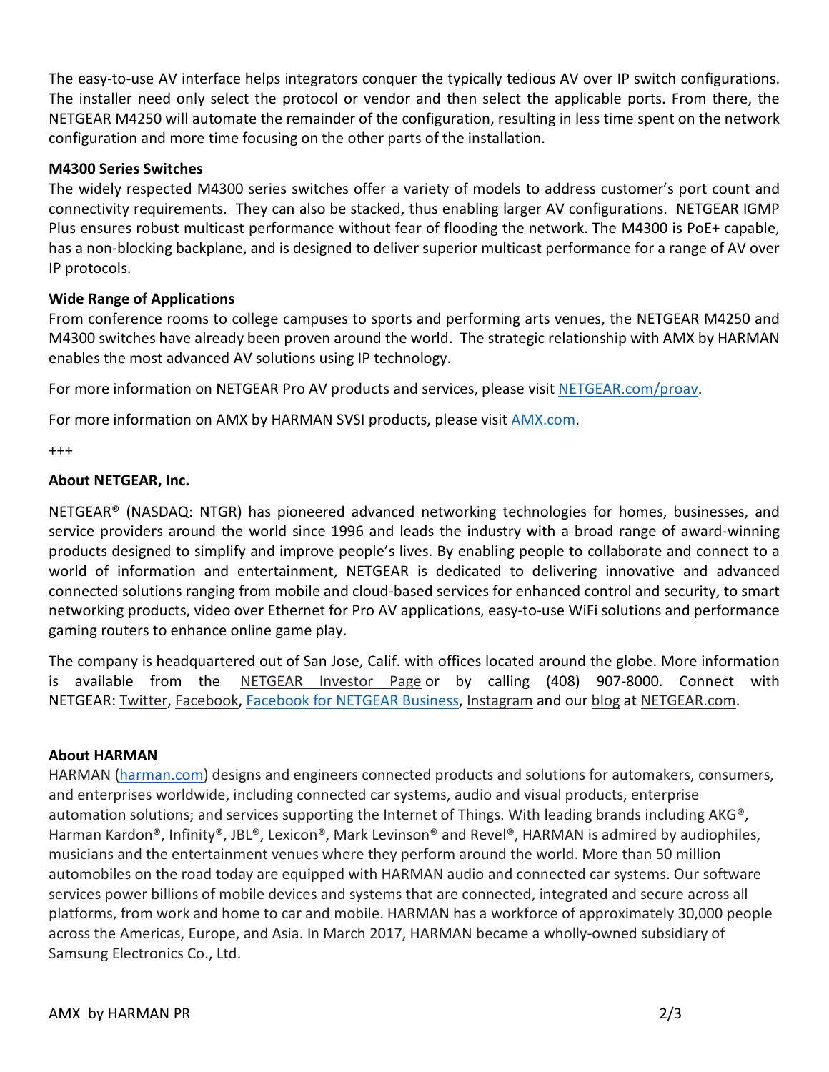The easy-to-use AV interface helps integrators conquer the typically tedious AV over IP switch configurations. The installer need only select the protocol or vendor and then select the applicable ports. From there, the NETGEAR M4250 will automate the remainder of the configuration, resulting in less time spent on the network configuration and more time focusing on the other parts of the installation.

**M4300 Series Switches**

The widely respected M4300 series switches offer a variety of models to address customer's port count and connectivity requirements. They can also be stacked, thus enabling larger AV configurations. NETGEAR IGMP Plus ensures robust multicast performance without fear of flooding the network. The M4300 is PoE+ capable, has a non-blocking backplane, and is designed to deliver superior multicast performance for a range of AV over IP protocols.

**Wide Range of Applications**

From conference rooms to college campuses to sports and performing arts venues, the NETGEAR M4250 and M4300 switches have already been proven around the world. The strategic relationship with AMX by HARMAN enables the most advanced AV solutions using IP technology.

For more information on NETGEAR Pro AV products and services, please visit NETGEAR.com/proav.

For more information on AMX by HARMAN SVSI products, please visit AMX.com.

+++

**About NETGEAR, Inc.**

NETGEAR® (NASDAQ: NTGR) has pioneered advanced networking technologies for homes, businesses, and service providers around the world since 1996 and leads the industry with a broad range of award-winning products designed to simplify and improve people's lives. By enabling people to collaborate and connect to a world of information and entertainment, NETGEAR is dedicated to delivering innovative and advanced connected solutions ranging from mobile and cloud-based services for enhanced control and security, to smart networking products, video over Ethernet for Pro AV applications, easy-to-use WiFi solutions and performance gaming routers to enhance online game play.

The company is headquartered out of San Jose, Calif. with offices located around the globe. More information is available from the NETGEAR Investor Page or by calling (408) 907-8000. Connect with NETGEAR: Twitter, Facebook, Facebook for NETGEAR Business, Instagram and our blog at NETGEAR.com.

**About HARMAN**

HARMAN (harman.com) designs and engineers connected products and solutions for automakers, consumers, and enterprises worldwide, including connected car systems, audio and visual products, enterprise automation solutions; and services supporting the Internet of Things. With leading brands including AKG®, Harman Kardon®, Infinity®, JBL®, Lexicon®, Mark Levinson® and Revel®, HARMAN is admired by audiophiles, musicians and the entertainment venues where they perform around the world. More than 50 million automobiles on the road today are equipped with HARMAN audio and connected car systems. Our software services power billions of mobile devices and systems that are connected, integrated and secure across all platforms, from work and home to car and mobile. HARMAN has a workforce of approximately 30,000 people across the Americas, Europe, and Asia. In March 2017, HARMAN became a wholly-owned subsidiary of Samsung Electronics Co., Ltd.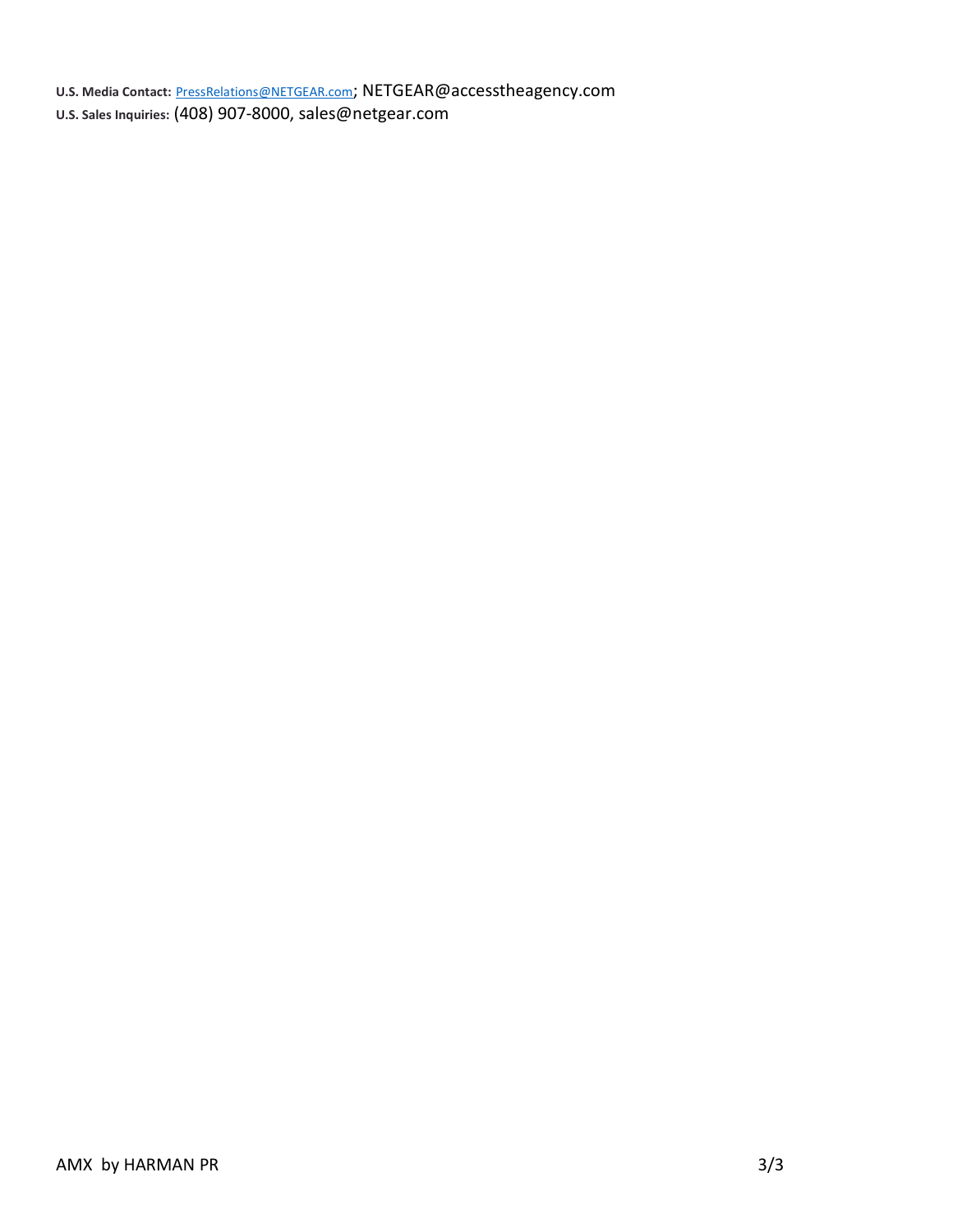**U.S. Media Contact:** PressRelations@NETGEAR.com; NETGEAR@accesstheagency.com

**U.S. Sales Inquiries:** (408) 907-8000, sales@netgear.com